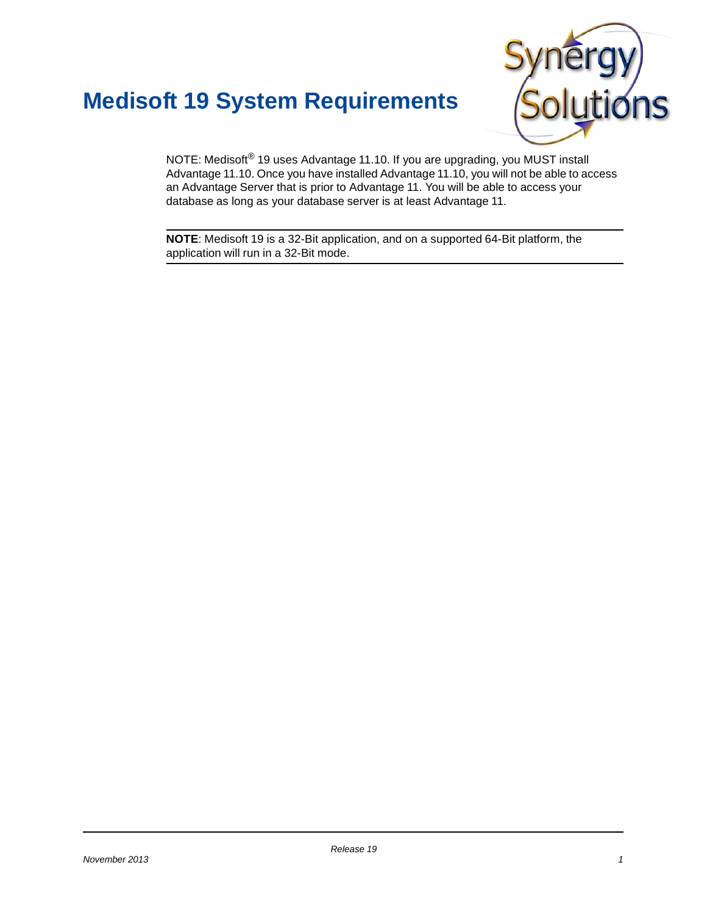# Medisoft 19 System Requirements

NOTE: Medisoft® 19 uses Advantage 11.10. If you are upgrading, you MUST install Advantage 11.10. Once you have installed Advantage 11.10, you will not be able to access an Advantage Server that is prior to Advantage 11. You will be able to access your database as long as your database server is at least Advantage 11.

---

**NOTE**: Medisoft 19 is a 32-Bit application, and on a supported 64-Bit platform, the application will run in a 32-Bit mode.

---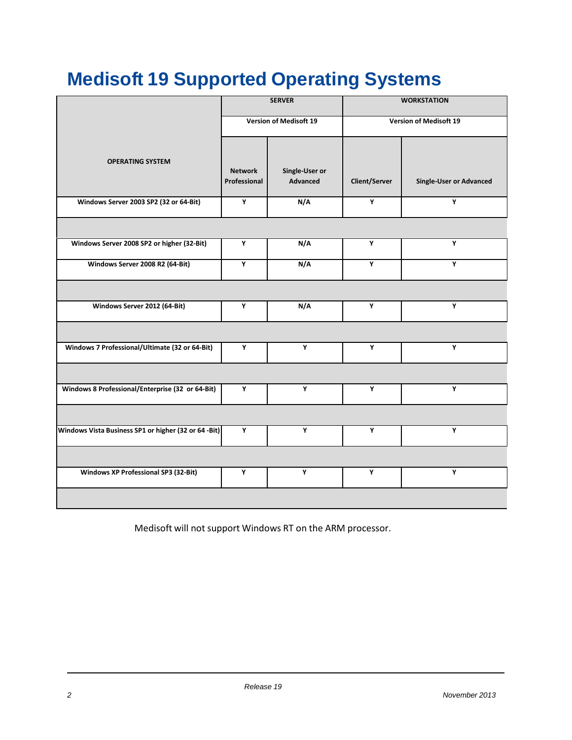# Medisoft 19 Supported Operating Systems

| OPERATING SYSTEM | SERVER | | WORKSTATION | |
|---|---|---|---|---|
| | Version of Medisoft 19 | | Version of Medisoft 19 | |
| | Network Professional | Single-User or Advanced | Client/Server | Single-User or Advanced |
| Windows Server 2003 SP2 (32 or 64-Bit) | Y | N/A | Y | Y |
| Windows Server 2008 SP2 or higher (32-Bit) | Y | N/A | Y | Y |
| Windows Server 2008 R2 (64-Bit) | Y | N/A | Y | Y |
| Windows Server 2012 (64-Bit) | Y | N/A | Y | Y |
| Windows 7 Professional/Ultimate (32 or 64-Bit) | Y | Y | Y | Y |
| Windows 8 Professional/Enterprise (32 or 64-Bit) | Y | Y | Y | Y |
| Windows Vista Business SP1 or higher (32 or 64 -Bit) | Y | Y | Y | Y |
| Windows XP Professional SP3 (32-Bit) | Y | Y | Y | Y |

Medisoft will not support Windows RT on the ARM processor.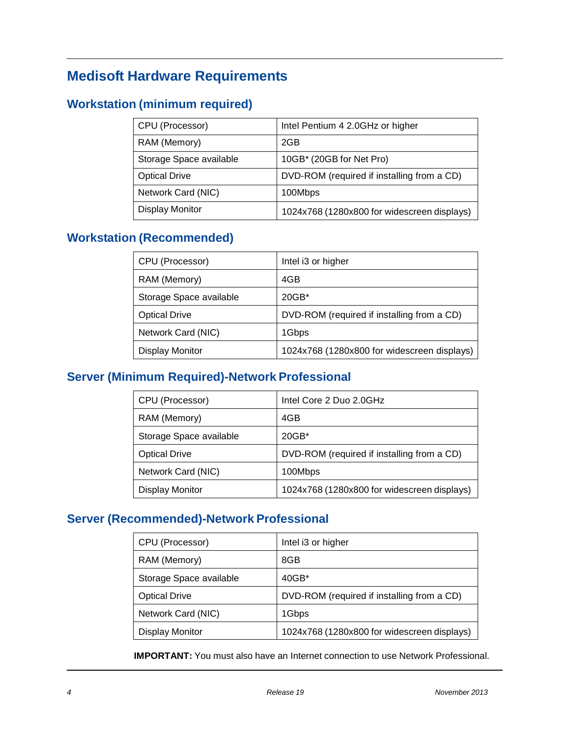# Medisoft Hardware Requirements

## Workstation (minimum required)

| | |
|---|---|
| CPU (Processor) | Intel Pentium 4 2.0GHz or higher |
| RAM (Memory) | 2GB |
| Storage Space available | 10GB* (20GB for Net Pro) |
| Optical Drive | DVD-ROM (required if installing from a CD) |
| Network Card (NIC) | 100Mbps |
| Display Monitor | 1024x768 (1280x800 for widescreen displays) |

## Workstation (Recommended)

| | |
|---|---|
| CPU (Processor) | Intel i3 or higher |
| RAM (Memory) | 4GB |
| Storage Space available | 20GB* |
| Optical Drive | DVD-ROM (required if installing from a CD) |
| Network Card (NIC) | 1Gbps |
| Display Monitor | 1024x768 (1280x800 for widescreen displays) |

## Server (Minimum Required)-Network Professional

| | |
|---|---|
| CPU (Processor) | Intel Core 2 Duo 2.0GHz |
| RAM (Memory) | 4GB |
| Storage Space available | 20GB* |
| Optical Drive | DVD-ROM (required if installing from a CD) |
| Network Card (NIC) | 100Mbps |
| Display Monitor | 1024x768 (1280x800 for widescreen displays) |

## Server (Recommended)-Network Professional

| | |
|---|---|
| CPU (Processor) | Intel i3 or higher |
| RAM (Memory) | 8GB |
| Storage Space available | 40GB* |
| Optical Drive | DVD-ROM (required if installing from a CD) |
| Network Card (NIC) | 1Gbps |
| Display Monitor | 1024x768 (1280x800 for widescreen displays) |

**IMPORTANT:** You must also have an Internet connection to use Network Professional.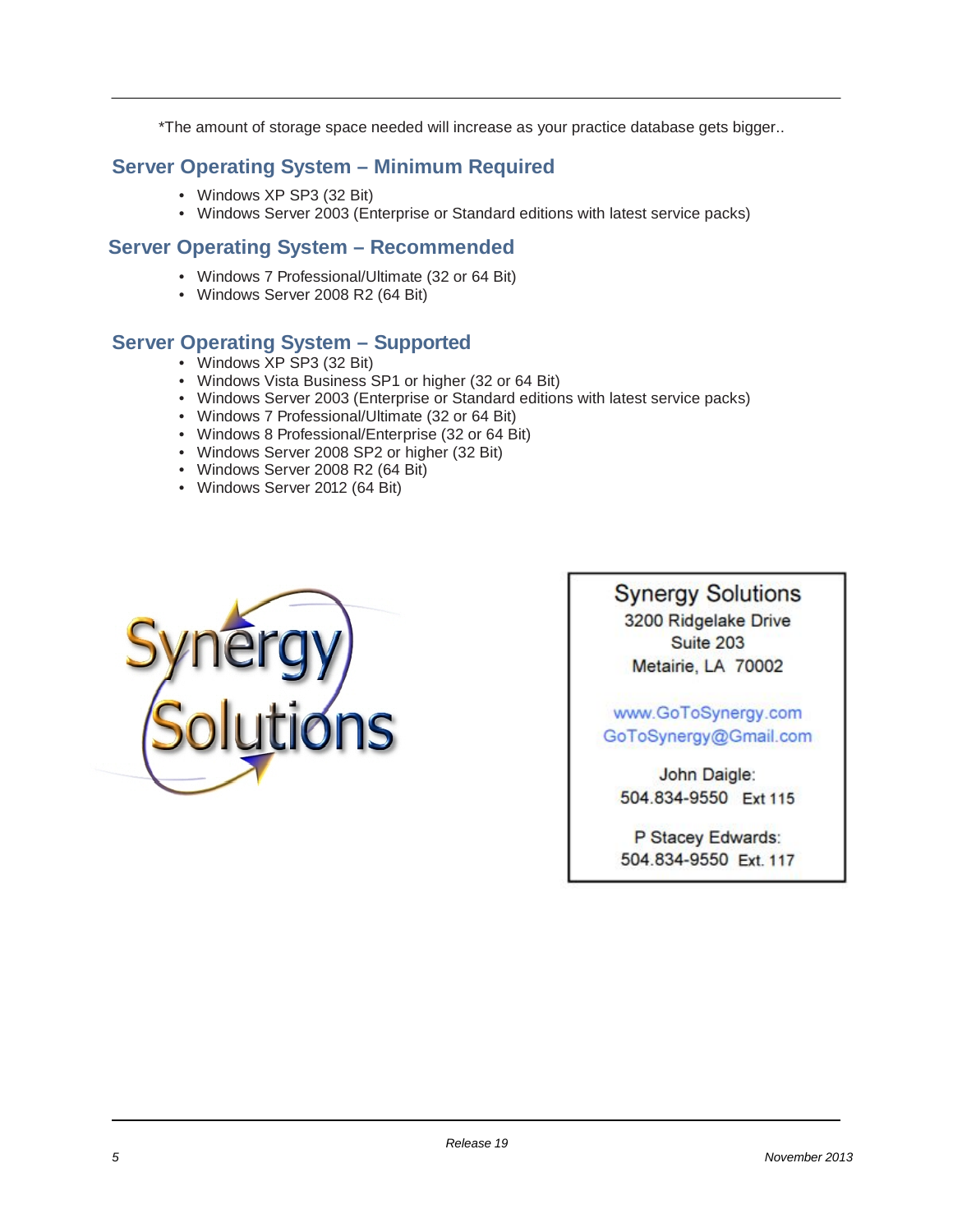*The amount of storage space needed will increase as your practice database gets bigger..

## Server Operating System – Minimum Required

- Windows XP SP3 (32 Bit)
- Windows Server 2003 (Enterprise or Standard editions with latest service packs)

## Server Operating System – Recommended

- Windows 7 Professional/Ultimate (32 or 64 Bit)
- Windows Server 2008 R2 (64 Bit)

## Server Operating System – Supported

- Windows XP SP3 (32 Bit)
- Windows Vista Business SP1 or higher (32 or 64 Bit)
- Windows Server 2003 (Enterprise or Standard editions with latest service packs)
- Windows 7 Professional/Ultimate (32 or 64 Bit)
- Windows 8 Professional/Enterprise (32 or 64 Bit)
- Windows Server 2008 SP2 or higher (32 Bit)
- Windows Server 2008 R2 (64 Bit)
- Windows Server 2012 (64 Bit)

Synergy Solutions

Synergy Solutions
3200 Ridgelake Drive
Suite 203
Metairie, LA 70002

www.GoToSynergy.com
GoToSynergy@Gmail.com

John Daigle:
504.834-9550 Ext 115

P Stacey Edwards:
504.834-9550 Ext. 117